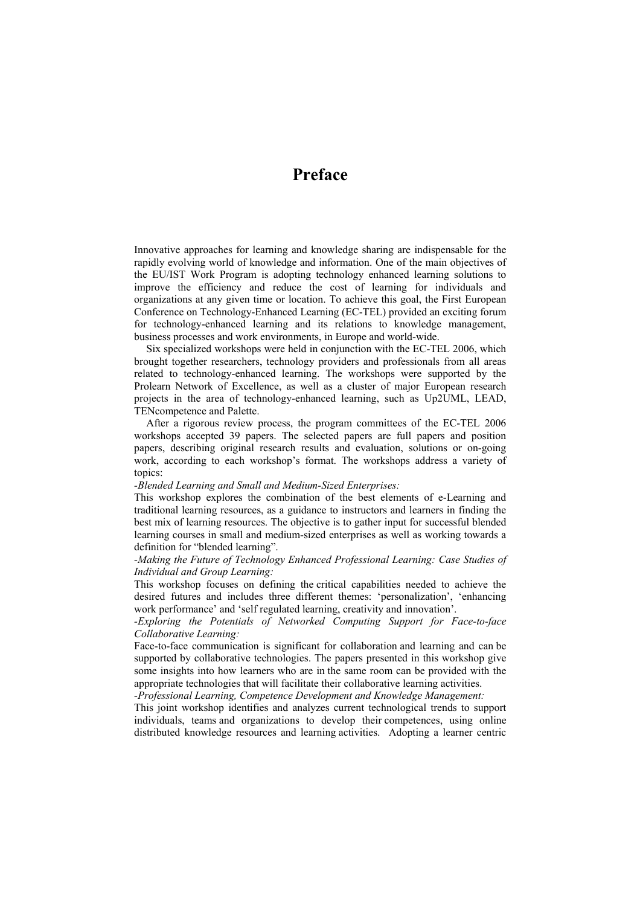# Preface

Innovative approaches for learning and knowledge sharing are indispensable for the rapidly evolving world of knowledge and information. One of the main objectives of the EU/IST Work Program is adopting technology enhanced learning solutions to improve the efficiency and reduce the cost of learning for individuals and organizations at any given time or location. To achieve this goal, the First European Conference on Technology-Enhanced Learning (EC-TEL) provided an exciting forum for technology-enhanced learning and its relations to knowledge management, business processes and work environments, in Europe and world-wide.

Six specialized workshops were held in conjunction with the EC-TEL 2006, which brought together researchers, technology providers and professionals from all areas related to technology-enhanced learning. The workshops were supported by the Prolearn Network of Excellence, as well as a cluster of major European research projects in the area of technology-enhanced learning, such as Up2UML, LEAD, TENcompetence and Palette.

After a rigorous review process, the program committees of the EC-TEL 2006 workshops accepted 39 papers. The selected papers are full papers and position papers, describing original research results and evaluation, solutions or on-going work, according to each workshop's format. The workshops address a variety of topics:

*-Blended Learning and Small and Medium-Sized Enterprises:*

This workshop explores the combination of the best elements of e-Learning and traditional learning resources, as a guidance to instructors and learners in finding the best mix of learning resources. The objective is to gather input for successful blended learning courses in small and medium-sized enterprises as well as working towards a definition for "blended learning".

*-Making the Future of Technology Enhanced Professional Learning: Case Studies of Individual and Group Learning:*

This workshop focuses on defining the critical capabilities needed to achieve the desired futures and includes three different themes: 'personalization', 'enhancing work performance' and 'self regulated learning, creativity and innovation'.

*-Exploring the Potentials of Networked Computing Support for Face-to-face Collaborative Learning:*

Face-to-face communication is significant for collaboration and learning and can be supported by collaborative technologies. The papers presented in this workshop give some insights into how learners who are in the same room can be provided with the appropriate technologies that will facilitate their collaborative learning activities.

*-Professional Learning, Competence Development and Knowledge Management:*

This joint workshop identifies and analyzes current technological trends to support individuals, teams and organizations to develop their competences, using online distributed knowledge resources and learning activities. Adopting a learner centric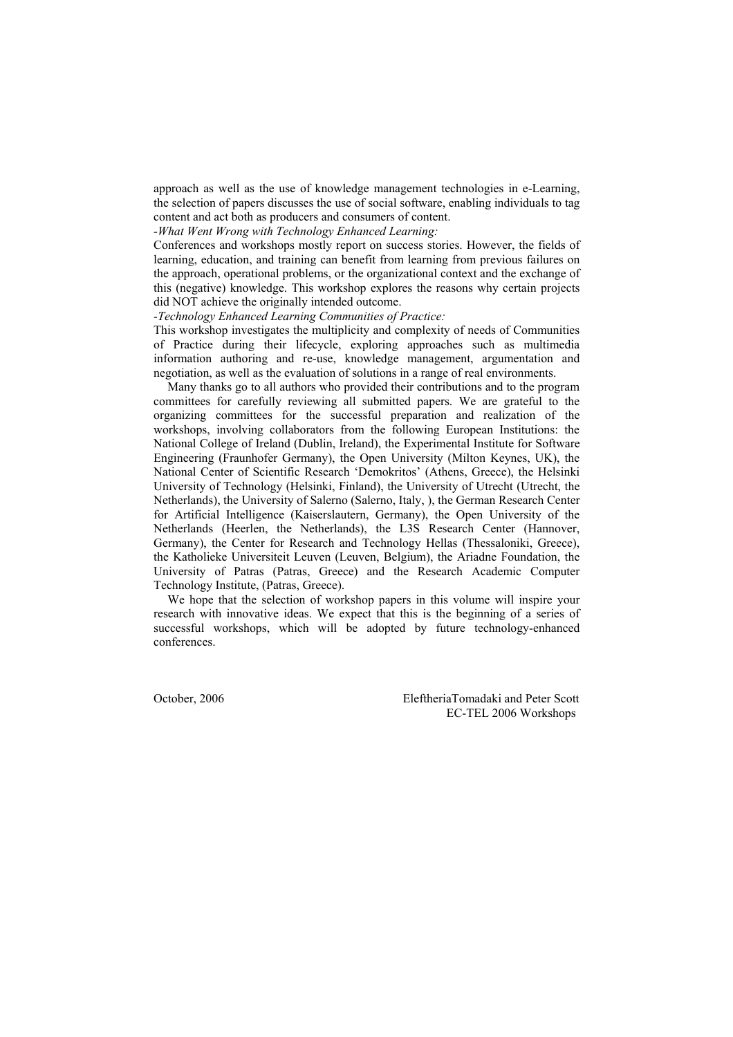approach as well as the use of knowledge management technologies in e-Learning, the selection of papers discusses the use of social software, enabling individuals to tag content and act both as producers and consumers of content.

*-What Went Wrong with Technology Enhanced Learning:*

Conferences and workshops mostly report on success stories. However, the fields of learning, education, and training can benefit from learning from previous failures on the approach, operational problems, or the organizational context and the exchange of this (negative) knowledge. This workshop explores the reasons why certain projects did NOT achieve the originally intended outcome.

*-Technology Enhanced Learning Communities of Practice:*

This workshop investigates the multiplicity and complexity of needs of Communities of Practice during their lifecycle, exploring approaches such as multimedia information authoring and re-use, knowledge management, argumentation and negotiation, as well as the evaluation of solutions in a range of real environments.

Many thanks go to all authors who provided their contributions and to the program committees for carefully reviewing all submitted papers. We are grateful to the organizing committees for the successful preparation and realization of the workshops, involving collaborators from the following European Institutions: the National College of Ireland (Dublin, Ireland), the Experimental Institute for Software Engineering (Fraunhofer Germany), the Open University (Milton Keynes, UK), the National Center of Scientific Research 'Demokritos' (Athens, Greece), the Helsinki University of Technology (Helsinki, Finland), the University of Utrecht (Utrecht, the Netherlands), the University of Salerno (Salerno, Italy, ), the German Research Center for Artificial Intelligence (Kaiserslautern, Germany), the Open University of the Netherlands (Heerlen, the Netherlands), the L3S Research Center (Hannover, Germany), the Center for Research and Technology Hellas (Thessaloniki, Greece), the Katholieke Universiteit Leuven (Leuven, Belgium), the Ariadne Foundation, the University of Patras (Patras, Greece) and the Research Academic Computer Technology Institute, (Patras, Greece).

We hope that the selection of workshop papers in this volume will inspire your research with innovative ideas. We expect that this is the beginning of a series of successful workshops, which will be adopted by future technology-enhanced conferences.

October, 2006

EleftheriaTomadaki and Peter Scott
EC-TEL 2006 Workshops